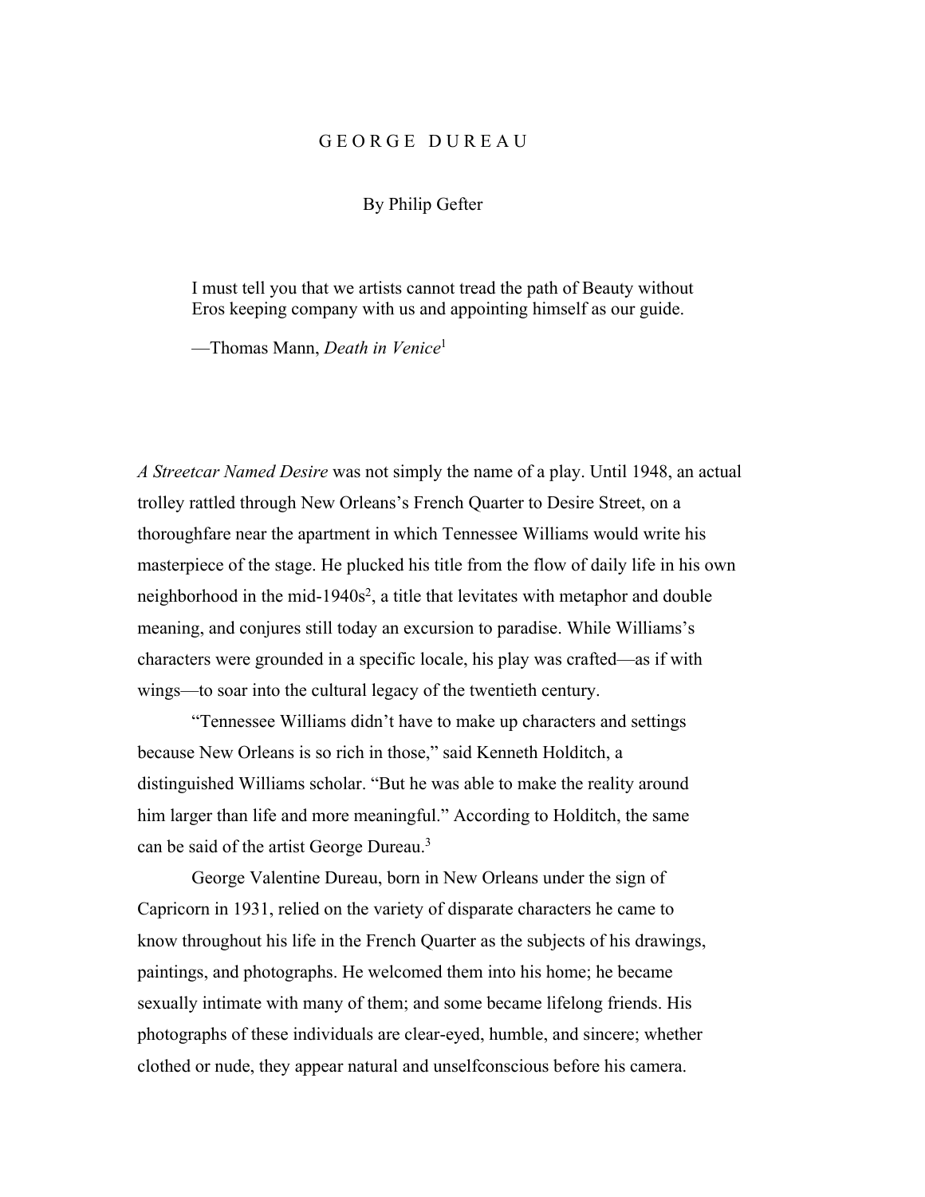# GEORGE DUREAU

By Philip Gefter

> I must tell you that we artists cannot tread the path of Beauty without Eros keeping company with us and appointing himself as our guide.
>
> —Thomas Mann, *Death in Venice*[1]

*A Streetcar Named Desire* was not simply the name of a play. Until 1948, an actual trolley rattled through New Orleans's French Quarter to Desire Street, on a thoroughfare near the apartment in which Tennessee Williams would write his masterpiece of the stage. He plucked his title from the flow of daily life in his own neighborhood in the mid-1940s[2], a title that levitates with metaphor and double meaning, and conjures still today an excursion to paradise. While Williams's characters were grounded in a specific locale, his play was crafted—as if with wings—to soar into the cultural legacy of the twentieth century.

"Tennessee Williams didn't have to make up characters and settings because New Orleans is so rich in those," said Kenneth Holditch, a distinguished Williams scholar. "But he was able to make the reality around him larger than life and more meaningful." According to Holditch, the same can be said of the artist George Dureau.[3]

George Valentine Dureau, born in New Orleans under the sign of Capricorn in 1931, relied on the variety of disparate characters he came to know throughout his life in the French Quarter as the subjects of his drawings, paintings, and photographs. He welcomed them into his home; he became sexually intimate with many of them; and some became lifelong friends. His photographs of these individuals are clear-eyed, humble, and sincere; whether clothed or nude, they appear natural and unselfconscious before his camera.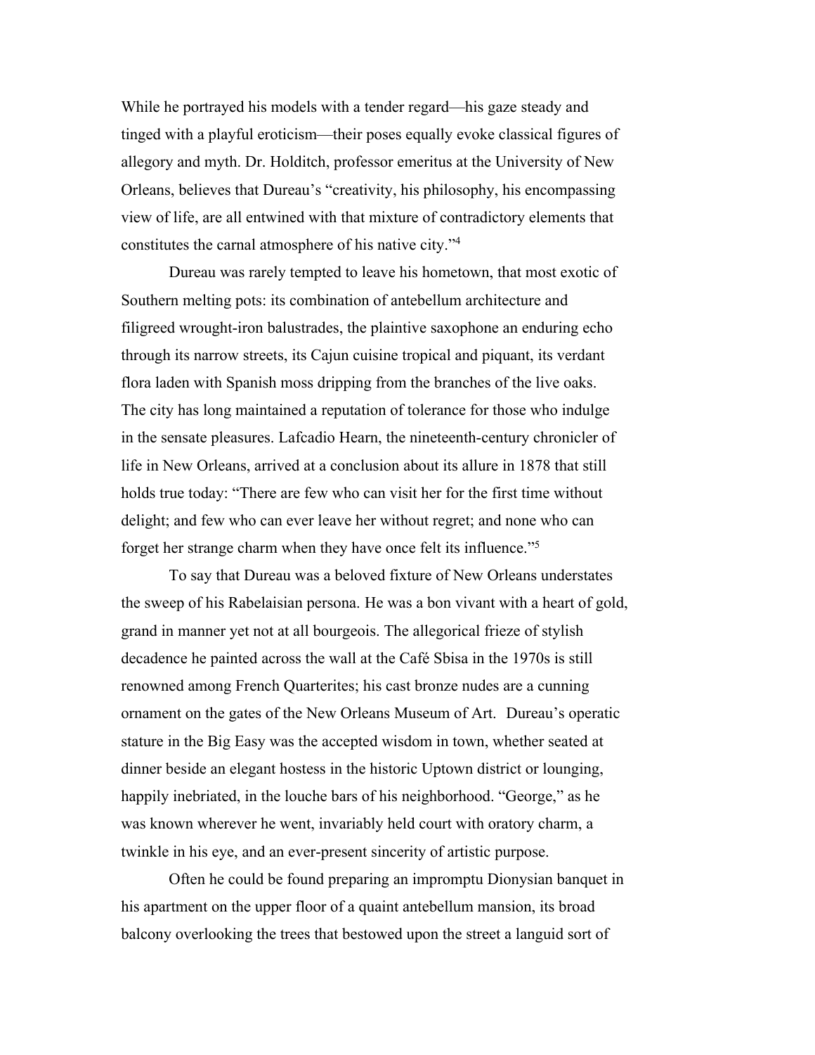While he portrayed his models with a tender regard—his gaze steady and tinged with a playful eroticism—their poses equally evoke classical figures of allegory and myth. Dr. Holditch, professor emeritus at the University of New Orleans, believes that Dureau's "creativity, his philosophy, his encompassing view of life, are all entwined with that mixture of contradictory elements that constitutes the carnal atmosphere of his native city."[4]

Dureau was rarely tempted to leave his hometown, that most exotic of Southern melting pots: its combination of antebellum architecture and filigreed wrought-iron balustrades, the plaintive saxophone an enduring echo through its narrow streets, its Cajun cuisine tropical and piquant, its verdant flora laden with Spanish moss dripping from the branches of the live oaks. The city has long maintained a reputation of tolerance for those who indulge in the sensate pleasures. Lafcadio Hearn, the nineteenth-century chronicler of life in New Orleans, arrived at a conclusion about its allure in 1878 that still holds true today: "There are few who can visit her for the first time without delight; and few who can ever leave her without regret; and none who can forget her strange charm when they have once felt its influence."[5]

To say that Dureau was a beloved fixture of New Orleans understates the sweep of his Rabelaisian persona. He was a bon vivant with a heart of gold, grand in manner yet not at all bourgeois. The allegorical frieze of stylish decadence he painted across the wall at the Café Sbisa in the 1970s is still renowned among French Quarterites; his cast bronze nudes are a cunning ornament on the gates of the New Orleans Museum of Art. Dureau's operatic stature in the Big Easy was the accepted wisdom in town, whether seated at dinner beside an elegant hostess in the historic Uptown district or lounging, happily inebriated, in the louche bars of his neighborhood. "George," as he was known wherever he went, invariably held court with oratory charm, a twinkle in his eye, and an ever-present sincerity of artistic purpose.

Often he could be found preparing an impromptu Dionysian banquet in his apartment on the upper floor of a quaint antebellum mansion, its broad balcony overlooking the trees that bestowed upon the street a languid sort of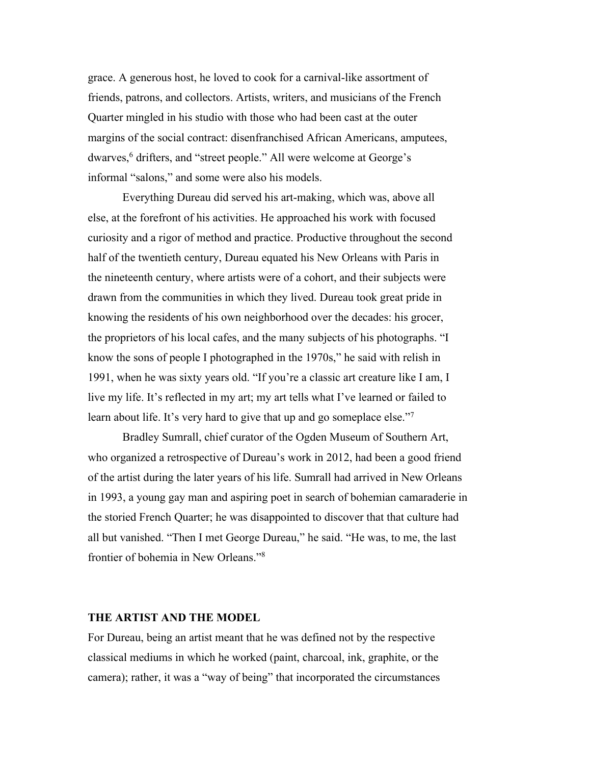grace. A generous host, he loved to cook for a carnival-like assortment of friends, patrons, and collectors. Artists, writers, and musicians of the French Quarter mingled in his studio with those who had been cast at the outer margins of the social contract: disenfranchised African Americans, amputees, dwarves,[6] drifters, and "street people." All were welcome at George's informal "salons," and some were also his models.

Everything Dureau did served his art-making, which was, above all else, at the forefront of his activities. He approached his work with focused curiosity and a rigor of method and practice. Productive throughout the second half of the twentieth century, Dureau equated his New Orleans with Paris in the nineteenth century, where artists were of a cohort, and their subjects were drawn from the communities in which they lived. Dureau took great pride in knowing the residents of his own neighborhood over the decades: his grocer, the proprietors of his local cafes, and the many subjects of his photographs. "I know the sons of people I photographed in the 1970s," he said with relish in 1991, when he was sixty years old. "If you're a classic art creature like I am, I live my life. It's reflected in my art; my art tells what I've learned or failed to learn about life. It's very hard to give that up and go someplace else."[7]

Bradley Sumrall, chief curator of the Ogden Museum of Southern Art, who organized a retrospective of Dureau's work in 2012, had been a good friend of the artist during the later years of his life. Sumrall had arrived in New Orleans in 1993, a young gay man and aspiring poet in search of bohemian camaraderie in the storied French Quarter; he was disappointed to discover that that culture had all but vanished. "Then I met George Dureau," he said. "He was, to me, the last frontier of bohemia in New Orleans."[8]

## THE ARTIST AND THE MODEL

For Dureau, being an artist meant that he was defined not by the respective classical mediums in which he worked (paint, charcoal, ink, graphite, or the camera); rather, it was a "way of being" that incorporated the circumstances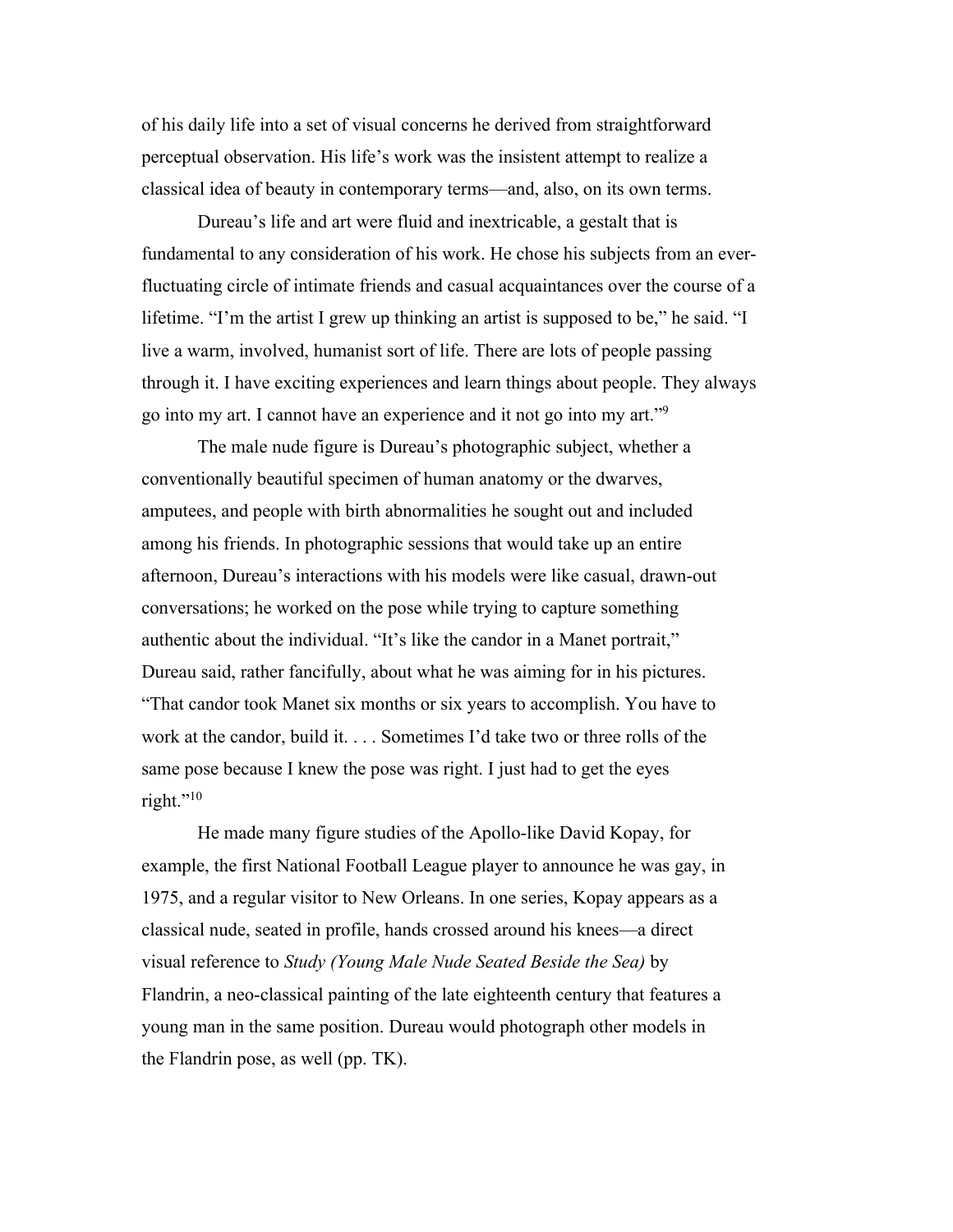of his daily life into a set of visual concerns he derived from straightforward perceptual observation. His life's work was the insistent attempt to realize a classical idea of beauty in contemporary terms—and, also, on its own terms.

Dureau's life and art were fluid and inextricable, a gestalt that is fundamental to any consideration of his work. He chose his subjects from an ever-fluctuating circle of intimate friends and casual acquaintances over the course of a lifetime. "I'm the artist I grew up thinking an artist is supposed to be," he said. "I live a warm, involved, humanist sort of life. There are lots of people passing through it. I have exciting experiences and learn things about people. They always go into my art. I cannot have an experience and it not go into my art."[9]

The male nude figure is Dureau's photographic subject, whether a conventionally beautiful specimen of human anatomy or the dwarves, amputees, and people with birth abnormalities he sought out and included among his friends. In photographic sessions that would take up an entire afternoon, Dureau's interactions with his models were like casual, drawn-out conversations; he worked on the pose while trying to capture something authentic about the individual. "It's like the candor in a Manet portrait," Dureau said, rather fancifully, about what he was aiming for in his pictures. "That candor took Manet six months or six years to accomplish. You have to work at the candor, build it. . . . Sometimes I'd take two or three rolls of the same pose because I knew the pose was right. I just had to get the eyes right."[10]

He made many figure studies of the Apollo-like David Kopay, for example, the first National Football League player to announce he was gay, in 1975, and a regular visitor to New Orleans. In one series, Kopay appears as a classical nude, seated in profile, hands crossed around his knees—a direct visual reference to *Study (Young Male Nude Seated Beside the Sea)* by Flandrin, a neo-classical painting of the late eighteenth century that features a young man in the same position. Dureau would photograph other models in the Flandrin pose, as well (pp. TK).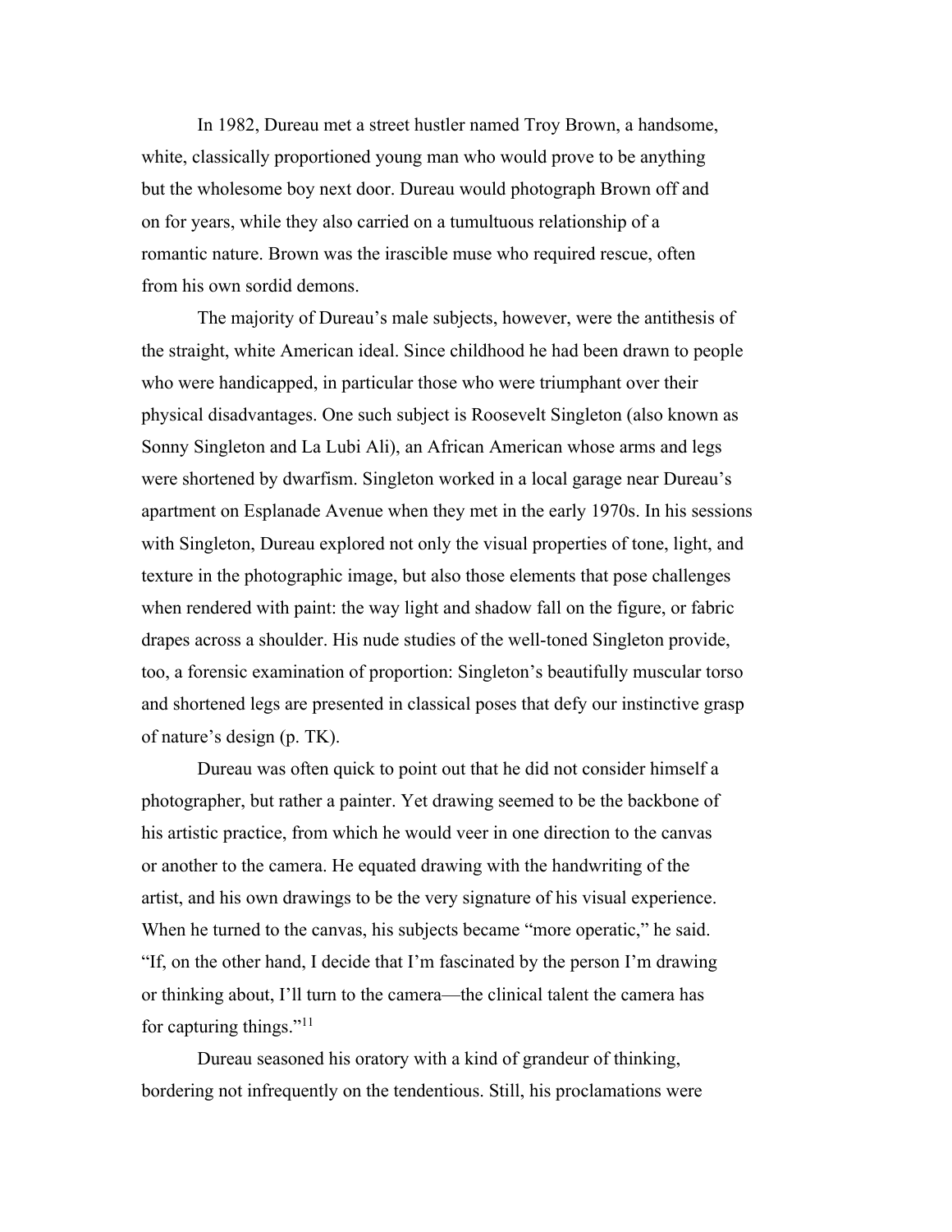In 1982, Dureau met a street hustler named Troy Brown, a handsome, white, classically proportioned young man who would prove to be anything but the wholesome boy next door. Dureau would photograph Brown off and on for years, while they also carried on a tumultuous relationship of a romantic nature. Brown was the irascible muse who required rescue, often from his own sordid demons.

The majority of Dureau's male subjects, however, were the antithesis of the straight, white American ideal. Since childhood he had been drawn to people who were handicapped, in particular those who were triumphant over their physical disadvantages. One such subject is Roosevelt Singleton (also known as Sonny Singleton and La Lubi Ali), an African American whose arms and legs were shortened by dwarfism. Singleton worked in a local garage near Dureau's apartment on Esplanade Avenue when they met in the early 1970s. In his sessions with Singleton, Dureau explored not only the visual properties of tone, light, and texture in the photographic image, but also those elements that pose challenges when rendered with paint: the way light and shadow fall on the figure, or fabric drapes across a shoulder. His nude studies of the well-toned Singleton provide, too, a forensic examination of proportion: Singleton's beautifully muscular torso and shortened legs are presented in classical poses that defy our instinctive grasp of nature's design (p. TK).

Dureau was often quick to point out that he did not consider himself a photographer, but rather a painter. Yet drawing seemed to be the backbone of his artistic practice, from which he would veer in one direction to the canvas or another to the camera. He equated drawing with the handwriting of the artist, and his own drawings to be the very signature of his visual experience. When he turned to the canvas, his subjects became "more operatic," he said. "If, on the other hand, I decide that I'm fascinated by the person I'm drawing or thinking about, I'll turn to the camera—the clinical talent the camera has for capturing things."[11]

Dureau seasoned his oratory with a kind of grandeur of thinking, bordering not infrequently on the tendentious. Still, his proclamations were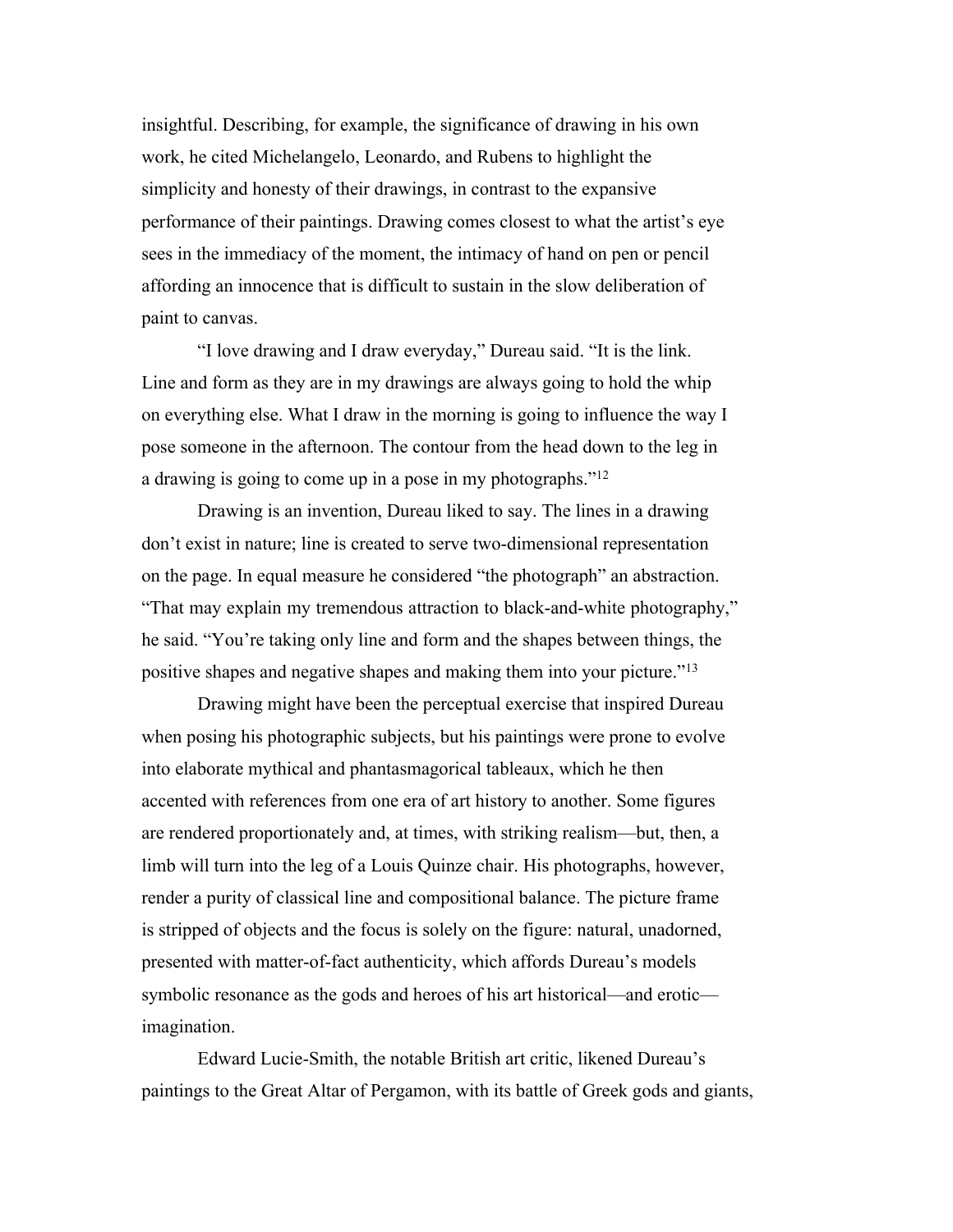insightful. Describing, for example, the significance of drawing in his own work, he cited Michelangelo, Leonardo, and Rubens to highlight the simplicity and honesty of their drawings, in contrast to the expansive performance of their paintings. Drawing comes closest to what the artist's eye sees in the immediacy of the moment, the intimacy of hand on pen or pencil affording an innocence that is difficult to sustain in the slow deliberation of paint to canvas.

"I love drawing and I draw everyday," Dureau said. "It is the link. Line and form as they are in my drawings are always going to hold the whip on everything else. What I draw in the morning is going to influence the way I pose someone in the afternoon. The contour from the head down to the leg in a drawing is going to come up in a pose in my photographs."[12]

Drawing is an invention, Dureau liked to say. The lines in a drawing don't exist in nature; line is created to serve two-dimensional representation on the page. In equal measure he considered "the photograph" an abstraction. "That may explain my tremendous attraction to black-and-white photography," he said. "You're taking only line and form and the shapes between things, the positive shapes and negative shapes and making them into your picture."[13]

Drawing might have been the perceptual exercise that inspired Dureau when posing his photographic subjects, but his paintings were prone to evolve into elaborate mythical and phantasmagorical tableaux, which he then accented with references from one era of art history to another. Some figures are rendered proportionately and, at times, with striking realism—but, then, a limb will turn into the leg of a Louis Quinze chair. His photographs, however, render a purity of classical line and compositional balance. The picture frame is stripped of objects and the focus is solely on the figure: natural, unadorned, presented with matter-of-fact authenticity, which affords Dureau's models symbolic resonance as the gods and heroes of his art historical—and erotic—imagination.

Edward Lucie-Smith, the notable British art critic, likened Dureau's paintings to the Great Altar of Pergamon, with its battle of Greek gods and giants,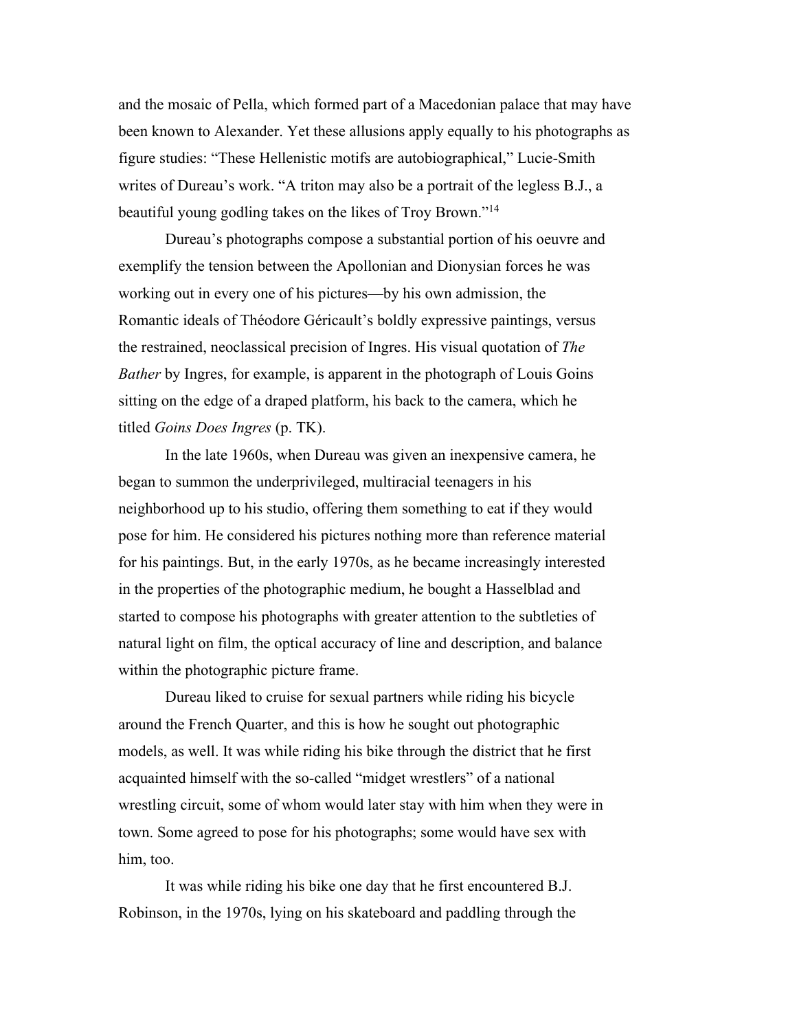and the mosaic of Pella, which formed part of a Macedonian palace that may have been known to Alexander. Yet these allusions apply equally to his photographs as figure studies: "These Hellenistic motifs are autobiographical," Lucie-Smith writes of Dureau's work. "A triton may also be a portrait of the legless B.J., a beautiful young godling takes on the likes of Troy Brown."[14]

Dureau's photographs compose a substantial portion of his oeuvre and exemplify the tension between the Apollonian and Dionysian forces he was working out in every one of his pictures—by his own admission, the Romantic ideals of Théodore Géricault's boldly expressive paintings, versus the restrained, neoclassical precision of Ingres. His visual quotation of *The Bather* by Ingres, for example, is apparent in the photograph of Louis Goins sitting on the edge of a draped platform, his back to the camera, which he titled *Goins Does Ingres* (p. TK).

In the late 1960s, when Dureau was given an inexpensive camera, he began to summon the underprivileged, multiracial teenagers in his neighborhood up to his studio, offering them something to eat if they would pose for him. He considered his pictures nothing more than reference material for his paintings. But, in the early 1970s, as he became increasingly interested in the properties of the photographic medium, he bought a Hasselblad and started to compose his photographs with greater attention to the subtleties of natural light on film, the optical accuracy of line and description, and balance within the photographic picture frame.

Dureau liked to cruise for sexual partners while riding his bicycle around the French Quarter, and this is how he sought out photographic models, as well. It was while riding his bike through the district that he first acquainted himself with the so-called "midget wrestlers" of a national wrestling circuit, some of whom would later stay with him when they were in town. Some agreed to pose for his photographs; some would have sex with him, too.

It was while riding his bike one day that he first encountered B.J. Robinson, in the 1970s, lying on his skateboard and paddling through the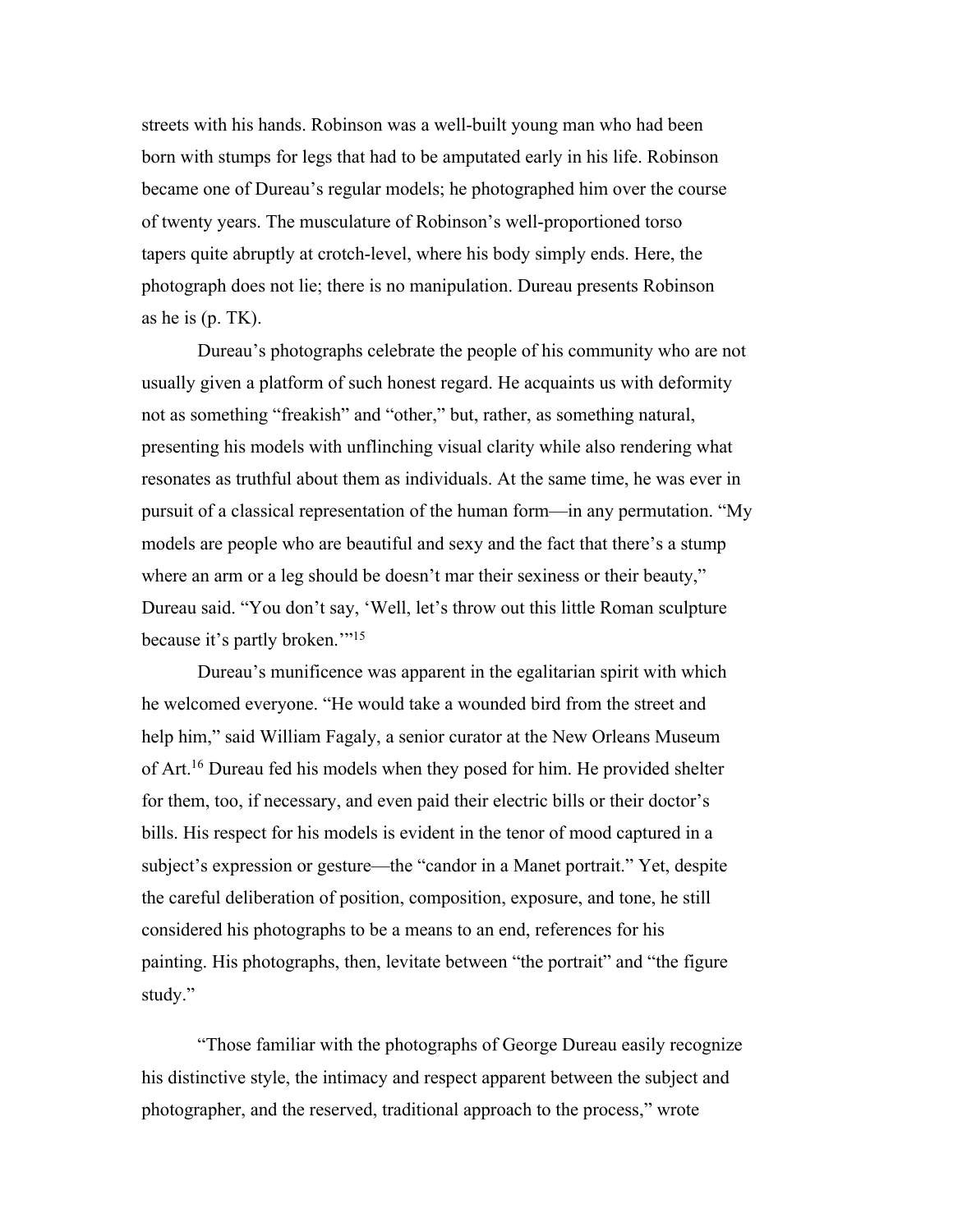streets with his hands. Robinson was a well-built young man who had been born with stumps for legs that had to be amputated early in his life. Robinson became one of Dureau's regular models; he photographed him over the course of twenty years. The musculature of Robinson's well-proportioned torso tapers quite abruptly at crotch-level, where his body simply ends. Here, the photograph does not lie; there is no manipulation. Dureau presents Robinson as he is (p. TK).

Dureau's photographs celebrate the people of his community who are not usually given a platform of such honest regard. He acquaints us with deformity not as something "freakish" and "other," but, rather, as something natural, presenting his models with unflinching visual clarity while also rendering what resonates as truthful about them as individuals. At the same time, he was ever in pursuit of a classical representation of the human form—in any permutation. "My models are people who are beautiful and sexy and the fact that there's a stump where an arm or a leg should be doesn't mar their sexiness or their beauty," Dureau said. "You don't say, 'Well, let's throw out this little Roman sculpture because it's partly broken.'"[15]

Dureau's munificence was apparent in the egalitarian spirit with which he welcomed everyone. "He would take a wounded bird from the street and help him," said William Fagaly, a senior curator at the New Orleans Museum of Art.[16] Dureau fed his models when they posed for him. He provided shelter for them, too, if necessary, and even paid their electric bills or their doctor's bills. His respect for his models is evident in the tenor of mood captured in a subject's expression or gesture—the "candor in a Manet portrait." Yet, despite the careful deliberation of position, composition, exposure, and tone, he still considered his photographs to be a means to an end, references for his painting. His photographs, then, levitate between "the portrait" and "the figure study."

"Those familiar with the photographs of George Dureau easily recognize his distinctive style, the intimacy and respect apparent between the subject and photographer, and the reserved, traditional approach to the process," wrote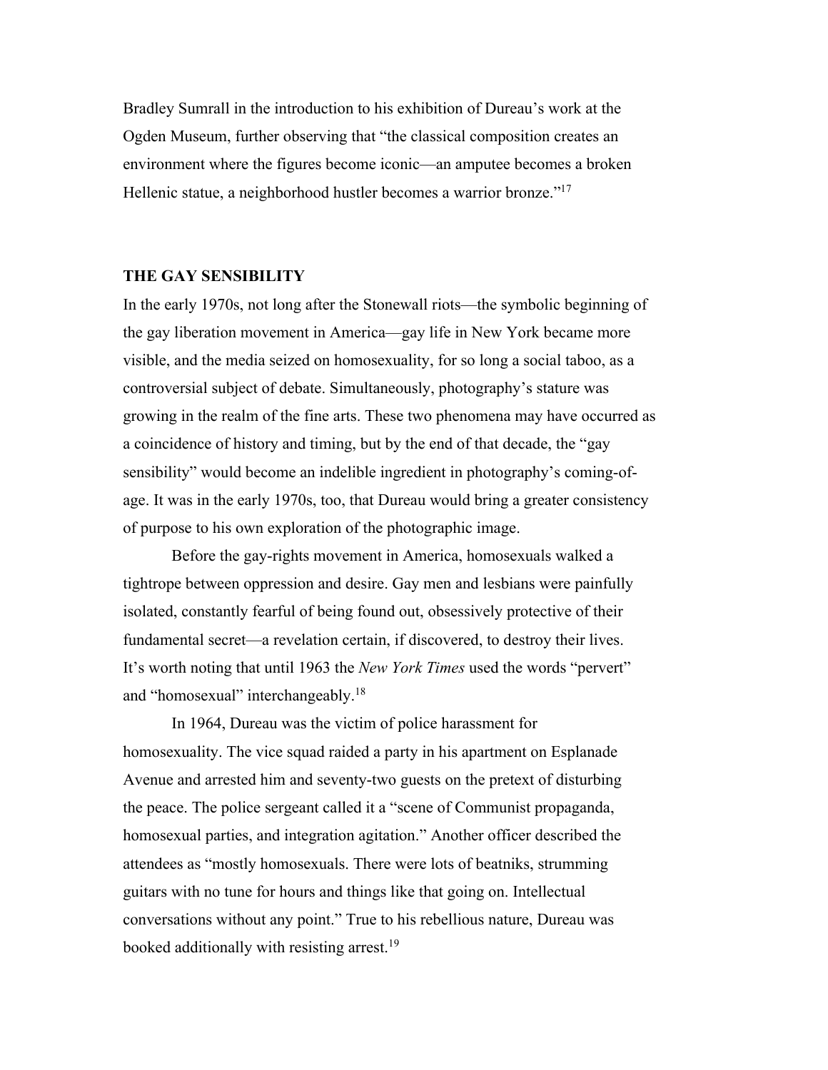Bradley Sumrall in the introduction to his exhibition of Dureau's work at the Ogden Museum, further observing that "the classical composition creates an environment where the figures become iconic—an amputee becomes a broken Hellenic statue, a neighborhood hustler becomes a warrior bronze."[17]

## THE GAY SENSIBILITY

In the early 1970s, not long after the Stonewall riots—the symbolic beginning of the gay liberation movement in America—gay life in New York became more visible, and the media seized on homosexuality, for so long a social taboo, as a controversial subject of debate. Simultaneously, photography's stature was growing in the realm of the fine arts. These two phenomena may have occurred as a coincidence of history and timing, but by the end of that decade, the "gay sensibility" would become an indelible ingredient in photography's coming-of-age. It was in the early 1970s, too, that Dureau would bring a greater consistency of purpose to his own exploration of the photographic image.

Before the gay-rights movement in America, homosexuals walked a tightrope between oppression and desire. Gay men and lesbians were painfully isolated, constantly fearful of being found out, obsessively protective of their fundamental secret—a revelation certain, if discovered, to destroy their lives. It's worth noting that until 1963 the *New York Times* used the words "pervert" and "homosexual" interchangeably.[18]

In 1964, Dureau was the victim of police harassment for homosexuality. The vice squad raided a party in his apartment on Esplanade Avenue and arrested him and seventy-two guests on the pretext of disturbing the peace. The police sergeant called it a "scene of Communist propaganda, homosexual parties, and integration agitation." Another officer described the attendees as "mostly homosexuals. There were lots of beatniks, strumming guitars with no tune for hours and things like that going on. Intellectual conversations without any point." True to his rebellious nature, Dureau was booked additionally with resisting arrest.[19]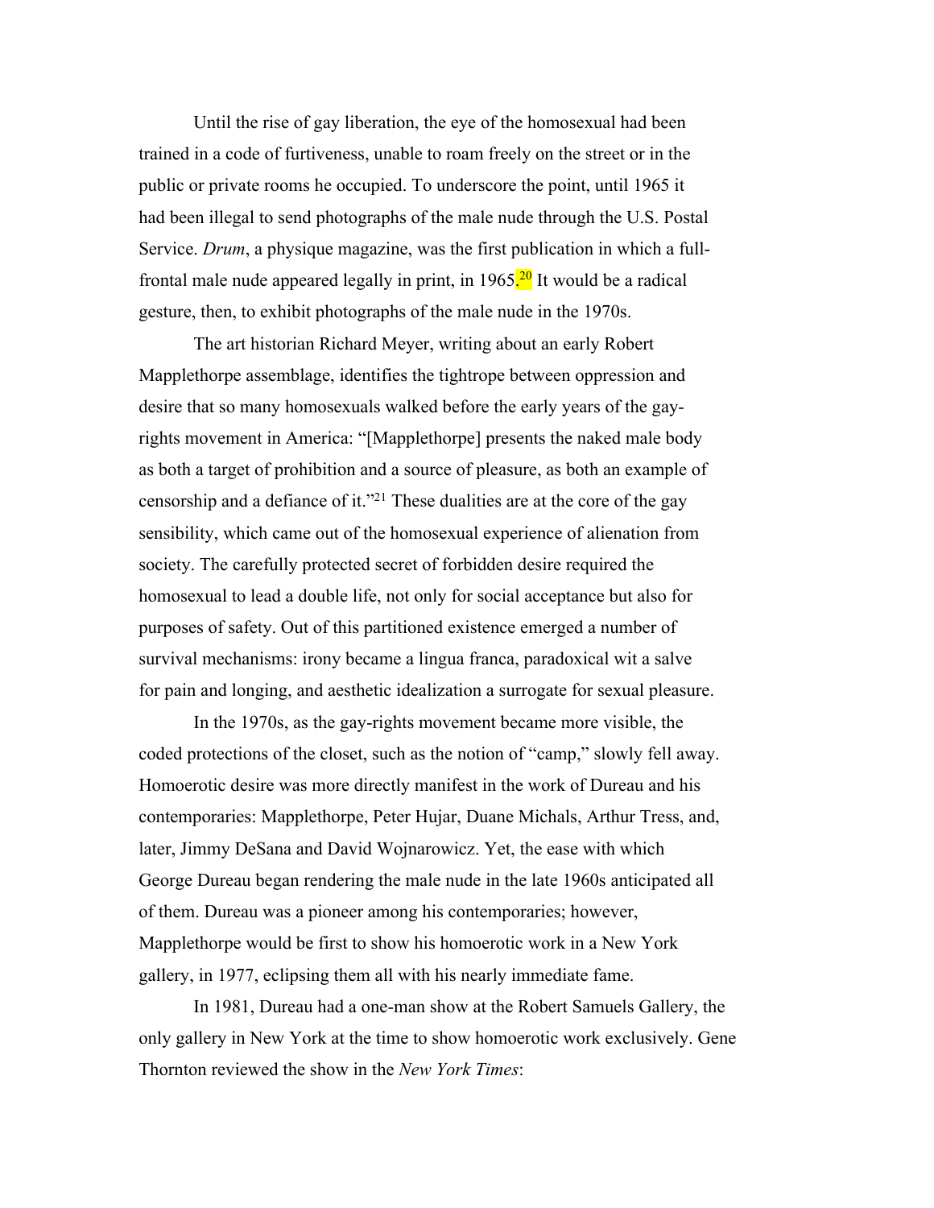Until the rise of gay liberation, the eye of the homosexual had been trained in a code of furtiveness, unable to roam freely on the street or in the public or private rooms he occupied. To underscore the point, until 1965 it had been illegal to send photographs of the male nude through the U.S. Postal Service. *Drum*, a physique magazine, was the first publication in which a full-frontal male nude appeared legally in print, in 1965.[20] It would be a radical gesture, then, to exhibit photographs of the male nude in the 1970s.

The art historian Richard Meyer, writing about an early Robert Mapplethorpe assemblage, identifies the tightrope between oppression and desire that so many homosexuals walked before the early years of the gay-rights movement in America: "[Mapplethorpe] presents the naked male body as both a target of prohibition and a source of pleasure, as both an example of censorship and a defiance of it."[21] These dualities are at the core of the gay sensibility, which came out of the homosexual experience of alienation from society. The carefully protected secret of forbidden desire required the homosexual to lead a double life, not only for social acceptance but also for purposes of safety. Out of this partitioned existence emerged a number of survival mechanisms: irony became a lingua franca, paradoxical wit a salve for pain and longing, and aesthetic idealization a surrogate for sexual pleasure.

In the 1970s, as the gay-rights movement became more visible, the coded protections of the closet, such as the notion of "camp," slowly fell away. Homoerotic desire was more directly manifest in the work of Dureau and his contemporaries: Mapplethorpe, Peter Hujar, Duane Michals, Arthur Tress, and, later, Jimmy DeSana and David Wojnarowicz. Yet, the ease with which George Dureau began rendering the male nude in the late 1960s anticipated all of them. Dureau was a pioneer among his contemporaries; however, Mapplethorpe would be first to show his homoerotic work in a New York gallery, in 1977, eclipsing them all with his nearly immediate fame.

In 1981, Dureau had a one-man show at the Robert Samuels Gallery, the only gallery in New York at the time to show homoerotic work exclusively. Gene Thornton reviewed the show in the *New York Times*: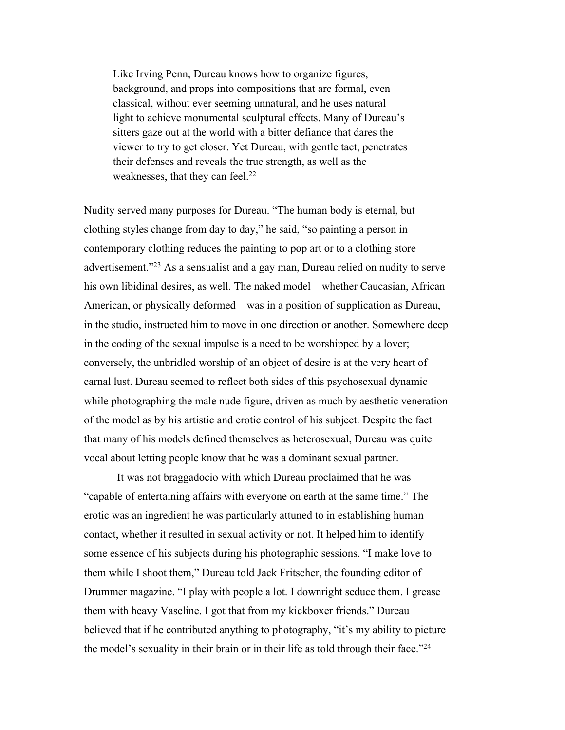> Like Irving Penn, Dureau knows how to organize figures, background, and props into compositions that are formal, even classical, without ever seeming unnatural, and he uses natural light to achieve monumental sculptural effects. Many of Dureau's sitters gaze out at the world with a bitter defiance that dares the viewer to try to get closer. Yet Dureau, with gentle tact, penetrates their defenses and reveals the true strength, as well as the weaknesses, that they can feel.[22]

Nudity served many purposes for Dureau. "The human body is eternal, but clothing styles change from day to day," he said, "so painting a person in contemporary clothing reduces the painting to pop art or to a clothing store advertisement."[23] As a sensualist and a gay man, Dureau relied on nudity to serve his own libidinal desires, as well. The naked model—whether Caucasian, African American, or physically deformed—was in a position of supplication as Dureau, in the studio, instructed him to move in one direction or another. Somewhere deep in the coding of the sexual impulse is a need to be worshipped by a lover; conversely, the unbridled worship of an object of desire is at the very heart of carnal lust. Dureau seemed to reflect both sides of this psychosexual dynamic while photographing the male nude figure, driven as much by aesthetic veneration of the model as by his artistic and erotic control of his subject. Despite the fact that many of his models defined themselves as heterosexual, Dureau was quite vocal about letting people know that he was a dominant sexual partner.

It was not braggadocio with which Dureau proclaimed that he was "capable of entertaining affairs with everyone on earth at the same time." The erotic was an ingredient he was particularly attuned to in establishing human contact, whether it resulted in sexual activity or not. It helped him to identify some essence of his subjects during his photographic sessions. "I make love to them while I shoot them," Dureau told Jack Fritscher, the founding editor of Drummer magazine. "I play with people a lot. I downright seduce them. I grease them with heavy Vaseline. I got that from my kickboxer friends." Dureau believed that if he contributed anything to photography, "it's my ability to picture the model's sexuality in their brain or in their life as told through their face."[24]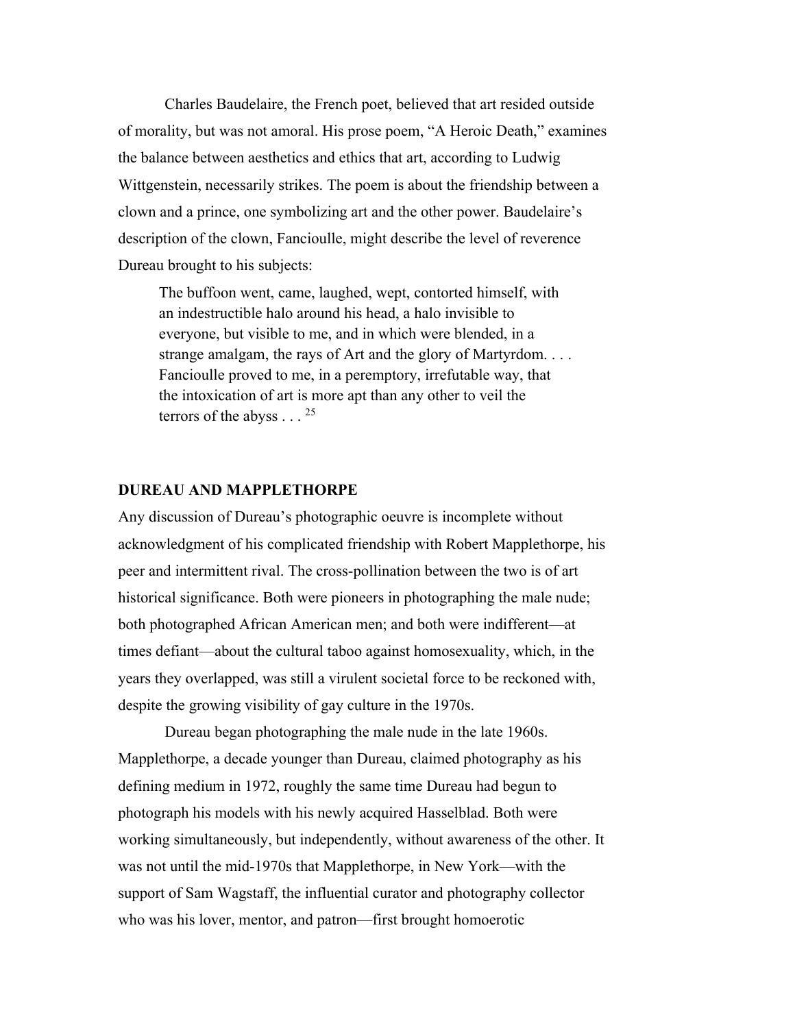Charles Baudelaire, the French poet, believed that art resided outside of morality, but was not amoral. His prose poem, "A Heroic Death," examines the balance between aesthetics and ethics that art, according to Ludwig Wittgenstein, necessarily strikes. The poem is about the friendship between a clown and a prince, one symbolizing art and the other power. Baudelaire's description of the clown, Fancioulle, might describe the level of reverence Dureau brought to his subjects:

> The buffoon went, came, laughed, wept, contorted himself, with an indestructible halo around his head, a halo invisible to everyone, but visible to me, and in which were blended, in a strange amalgam, the rays of Art and the glory of Martyrdom. . . . Fancioulle proved to me, in a peremptory, irrefutable way, that the intoxication of art is more apt than any other to veil the terrors of the abyss . . . [25]

**DUREAU AND MAPPLETHORPE**

Any discussion of Dureau's photographic oeuvre is incomplete without acknowledgment of his complicated friendship with Robert Mapplethorpe, his peer and intermittent rival. The cross-pollination between the two is of art historical significance. Both were pioneers in photographing the male nude; both photographed African American men; and both were indifferent—at times defiant—about the cultural taboo against homosexuality, which, in the years they overlapped, was still a virulent societal force to be reckoned with, despite the growing visibility of gay culture in the 1970s.

Dureau began photographing the male nude in the late 1960s. Mapplethorpe, a decade younger than Dureau, claimed photography as his defining medium in 1972, roughly the same time Dureau had begun to photograph his models with his newly acquired Hasselblad. Both were working simultaneously, but independently, without awareness of the other. It was not until the mid-1970s that Mapplethorpe, in New York—with the support of Sam Wagstaff, the influential curator and photography collector who was his lover, mentor, and patron—first brought homoerotic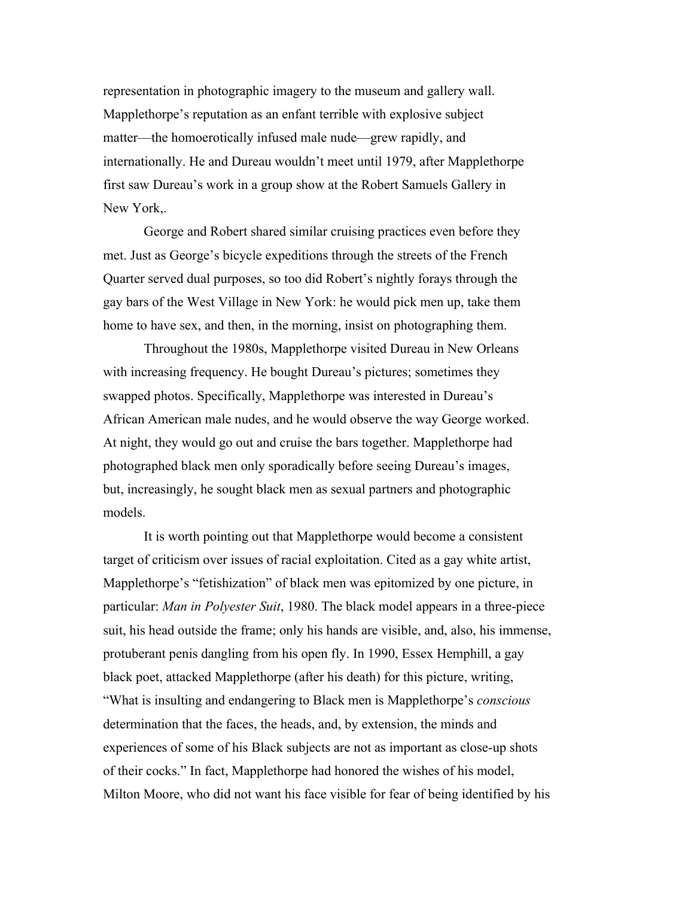representation in photographic imagery to the museum and gallery wall. Mapplethorpe's reputation as an enfant terrible with explosive subject matter—the homoerotically infused male nude—grew rapidly, and internationally. He and Dureau wouldn't meet until 1979, after Mapplethorpe first saw Dureau's work in a group show at the Robert Samuels Gallery in New York,.

George and Robert shared similar cruising practices even before they met. Just as George's bicycle expeditions through the streets of the French Quarter served dual purposes, so too did Robert's nightly forays through the gay bars of the West Village in New York: he would pick men up, take them home to have sex, and then, in the morning, insist on photographing them.

Throughout the 1980s, Mapplethorpe visited Dureau in New Orleans with increasing frequency. He bought Dureau's pictures; sometimes they swapped photos. Specifically, Mapplethorpe was interested in Dureau's African American male nudes, and he would observe the way George worked. At night, they would go out and cruise the bars together. Mapplethorpe had photographed black men only sporadically before seeing Dureau's images, but, increasingly, he sought black men as sexual partners and photographic models.

It is worth pointing out that Mapplethorpe would become a consistent target of criticism over issues of racial exploitation. Cited as a gay white artist, Mapplethorpe's "fetishization" of black men was epitomized by one picture, in particular: *Man in Polyester Suit*, 1980. The black model appears in a three-piece suit, his head outside the frame; only his hands are visible, and, also, his immense, protuberant penis dangling from his open fly. In 1990, Essex Hemphill, a gay black poet, attacked Mapplethorpe (after his death) for this picture, writing, "What is insulting and endangering to Black men is Mapplethorpe's *conscious* determination that the faces, the heads, and, by extension, the minds and experiences of some of his Black subjects are not as important as close-up shots of their cocks." In fact, Mapplethorpe had honored the wishes of his model, Milton Moore, who did not want his face visible for fear of being identified by his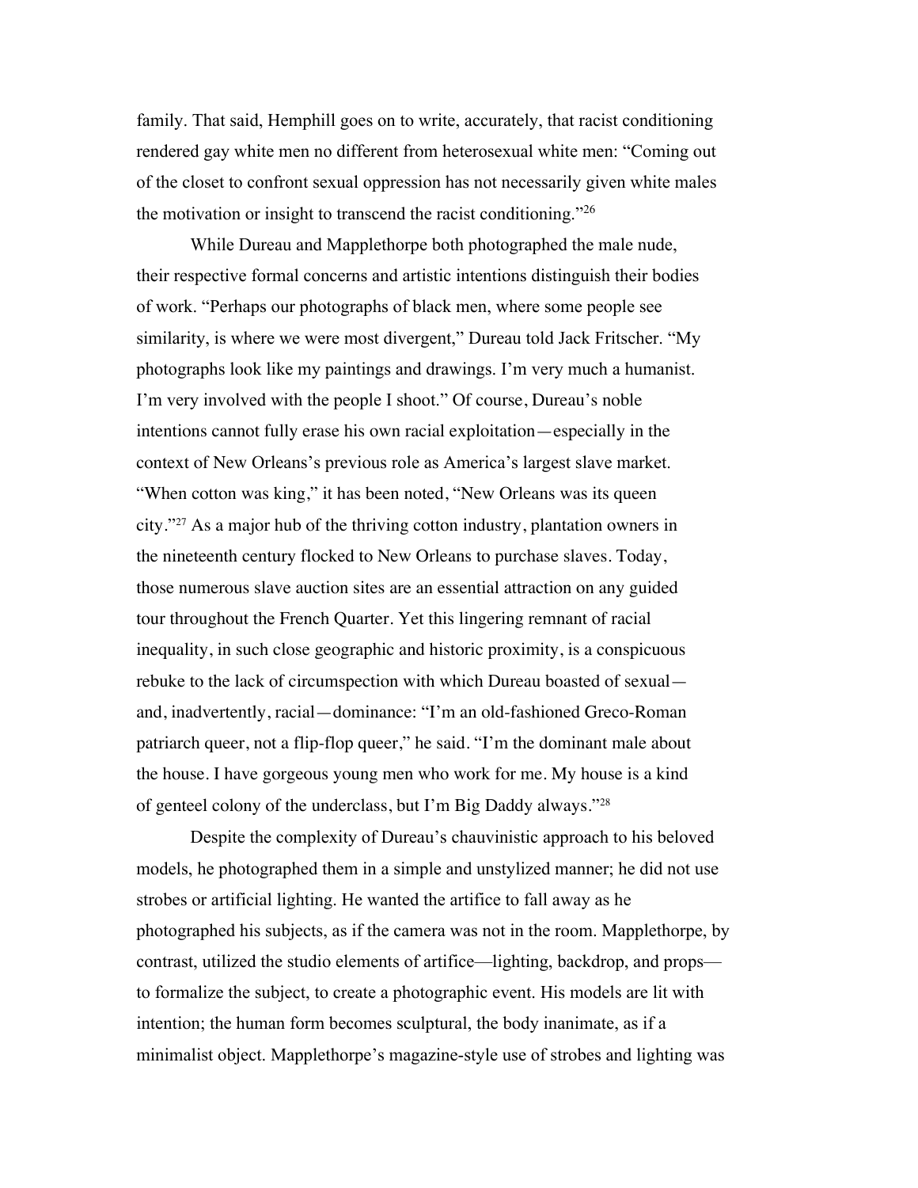family. That said, Hemphill goes on to write, accurately, that racist conditioning rendered gay white men no different from heterosexual white men: "Coming out of the closet to confront sexual oppression has not necessarily given white males the motivation or insight to transcend the racist conditioning."[26]

While Dureau and Mapplethorpe both photographed the male nude, their respective formal concerns and artistic intentions distinguish their bodies of work. "Perhaps our photographs of black men, where some people see similarity, is where we were most divergent," Dureau told Jack Fritscher. "My photographs look like my paintings and drawings. I'm very much a humanist. I'm very involved with the people I shoot." Of course, Dureau's noble intentions cannot fully erase his own racial exploitation—especially in the context of New Orleans's previous role as America's largest slave market. "When cotton was king," it has been noted, "New Orleans was its queen city."[27] As a major hub of the thriving cotton industry, plantation owners in the nineteenth century flocked to New Orleans to purchase slaves. Today, those numerous slave auction sites are an essential attraction on any guided tour throughout the French Quarter. Yet this lingering remnant of racial inequality, in such close geographic and historic proximity, is a conspicuous rebuke to the lack of circumspection with which Dureau boasted of sexual—and, inadvertently, racial—dominance: "I'm an old-fashioned Greco-Roman patriarch queer, not a flip-flop queer," he said. "I'm the dominant male about the house. I have gorgeous young men who work for me. My house is a kind of genteel colony of the underclass, but I'm Big Daddy always."[28]

Despite the complexity of Dureau's chauvinistic approach to his beloved models, he photographed them in a simple and unstylized manner; he did not use strobes or artificial lighting. He wanted the artifice to fall away as he photographed his subjects, as if the camera was not in the room. Mapplethorpe, by contrast, utilized the studio elements of artifice—lighting, backdrop, and props—to formalize the subject, to create a photographic event. His models are lit with intention; the human form becomes sculptural, the body inanimate, as if a minimalist object. Mapplethorpe's magazine-style use of strobes and lighting was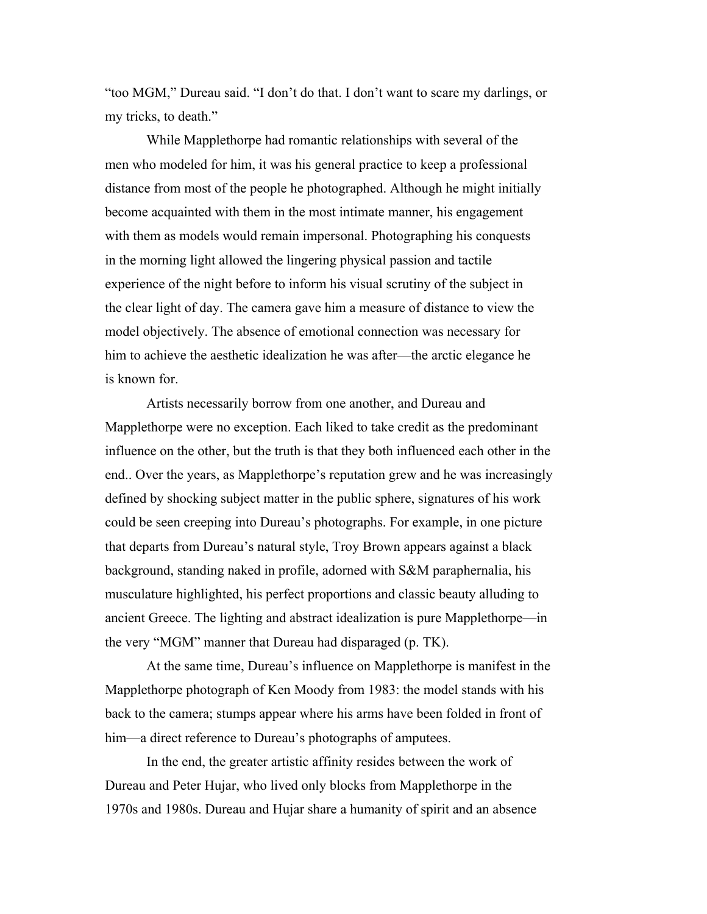"too MGM," Dureau said. "I don't do that. I don't want to scare my darlings, or my tricks, to death."

While Mapplethorpe had romantic relationships with several of the men who modeled for him, it was his general practice to keep a professional distance from most of the people he photographed. Although he might initially become acquainted with them in the most intimate manner, his engagement with them as models would remain impersonal. Photographing his conquests in the morning light allowed the lingering physical passion and tactile experience of the night before to inform his visual scrutiny of the subject in the clear light of day. The camera gave him a measure of distance to view the model objectively. The absence of emotional connection was necessary for him to achieve the aesthetic idealization he was after—the arctic elegance he is known for.

Artists necessarily borrow from one another, and Dureau and Mapplethorpe were no exception. Each liked to take credit as the predominant influence on the other, but the truth is that they both influenced each other in the end.. Over the years, as Mapplethorpe's reputation grew and he was increasingly defined by shocking subject matter in the public sphere, signatures of his work could be seen creeping into Dureau's photographs. For example, in one picture that departs from Dureau's natural style, Troy Brown appears against a black background, standing naked in profile, adorned with S&M paraphernalia, his musculature highlighted, his perfect proportions and classic beauty alluding to ancient Greece. The lighting and abstract idealization is pure Mapplethorpe—in the very "MGM" manner that Dureau had disparaged (p. TK).

At the same time, Dureau's influence on Mapplethorpe is manifest in the Mapplethorpe photograph of Ken Moody from 1983: the model stands with his back to the camera; stumps appear where his arms have been folded in front of him—a direct reference to Dureau's photographs of amputees.

In the end, the greater artistic affinity resides between the work of Dureau and Peter Hujar, who lived only blocks from Mapplethorpe in the 1970s and 1980s. Dureau and Hujar share a humanity of spirit and an absence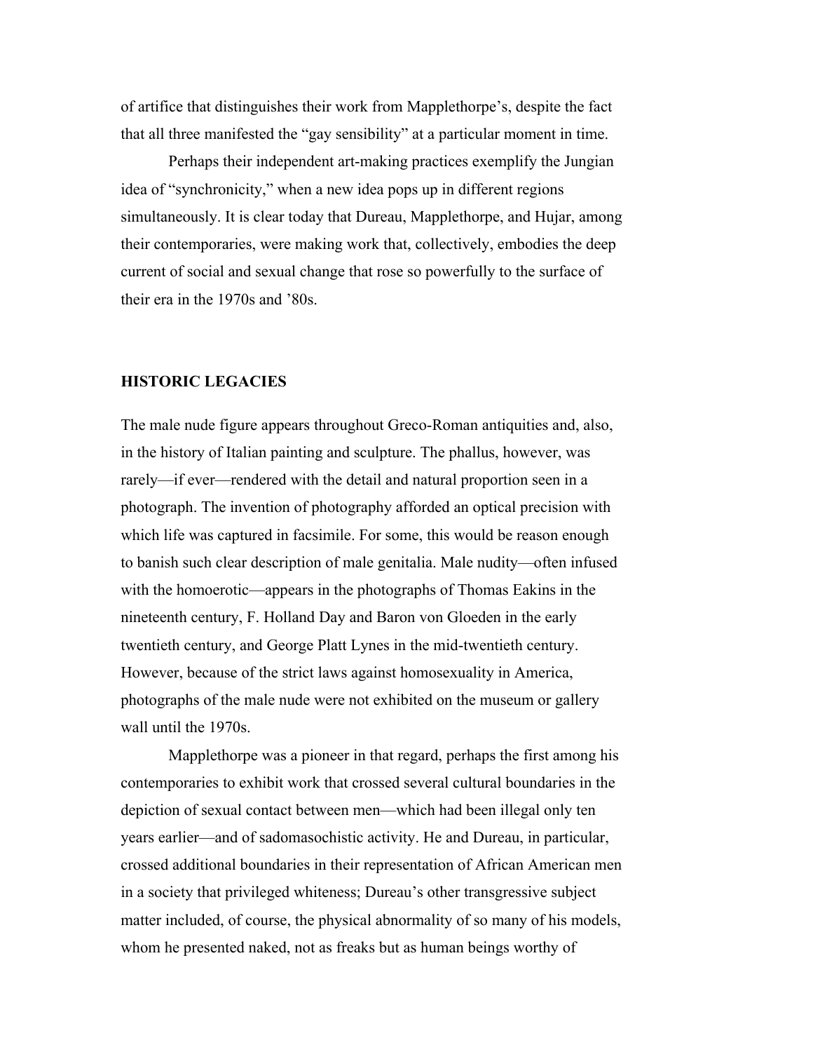of artifice that distinguishes their work from Mapplethorpe's, despite the fact that all three manifested the "gay sensibility" at a particular moment in time.

Perhaps their independent art-making practices exemplify the Jungian idea of "synchronicity," when a new idea pops up in different regions simultaneously. It is clear today that Dureau, Mapplethorpe, and Hujar, among their contemporaries, were making work that, collectively, embodies the deep current of social and sexual change that rose so powerfully to the surface of their era in the 1970s and '80s.

## HISTORIC LEGACIES

The male nude figure appears throughout Greco-Roman antiquities and, also, in the history of Italian painting and sculpture. The phallus, however, was rarely—if ever—rendered with the detail and natural proportion seen in a photograph. The invention of photography afforded an optical precision with which life was captured in facsimile. For some, this would be reason enough to banish such clear description of male genitalia. Male nudity—often infused with the homoerotic—appears in the photographs of Thomas Eakins in the nineteenth century, F. Holland Day and Baron von Gloeden in the early twentieth century, and George Platt Lynes in the mid-twentieth century. However, because of the strict laws against homosexuality in America, photographs of the male nude were not exhibited on the museum or gallery wall until the 1970s.

Mapplethorpe was a pioneer in that regard, perhaps the first among his contemporaries to exhibit work that crossed several cultural boundaries in the depiction of sexual contact between men—which had been illegal only ten years earlier—and of sadomasochistic activity. He and Dureau, in particular, crossed additional boundaries in their representation of African American men in a society that privileged whiteness; Dureau's other transgressive subject matter included, of course, the physical abnormality of so many of his models, whom he presented naked, not as freaks but as human beings worthy of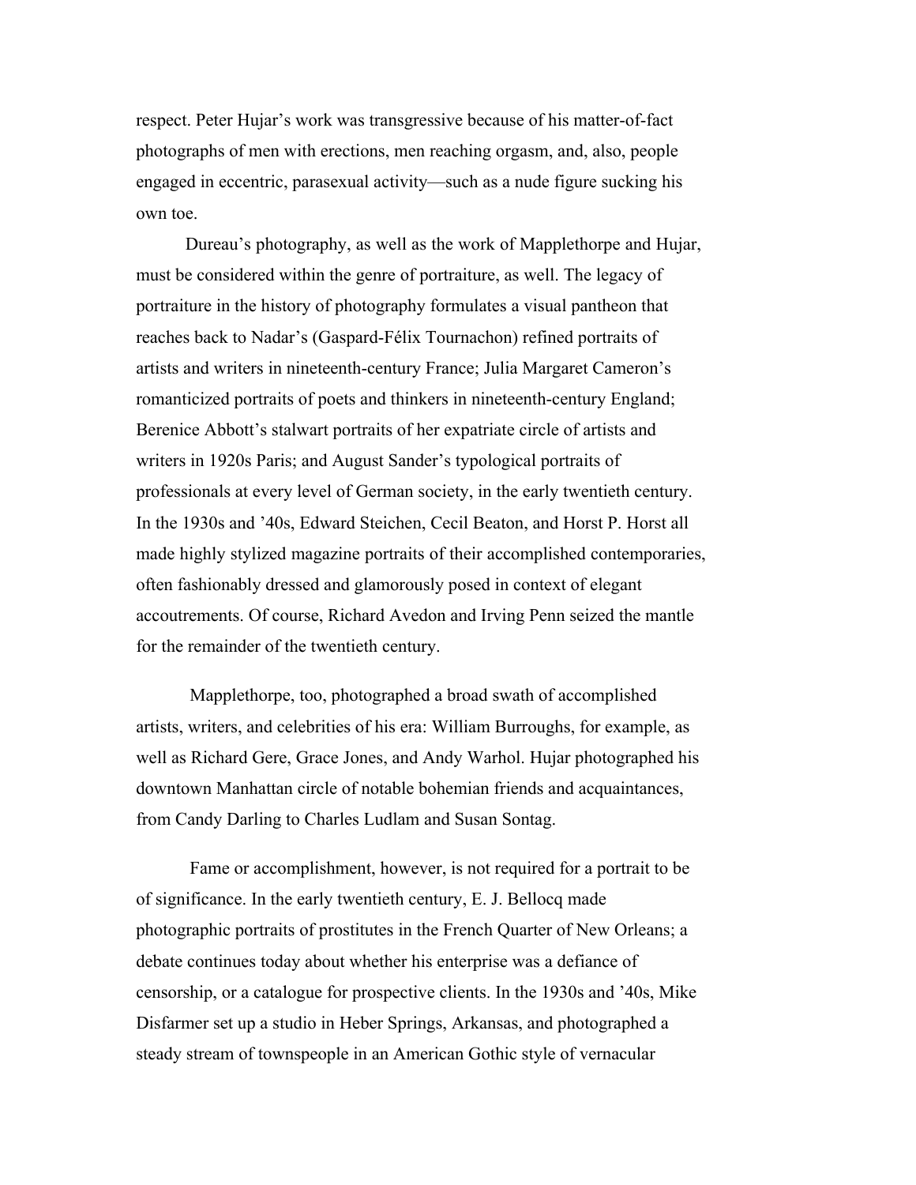respect. Peter Hujar's work was transgressive because of his matter-of-fact photographs of men with erections, men reaching orgasm, and, also, people engaged in eccentric, parasexual activity—such as a nude figure sucking his own toe.

Dureau's photography, as well as the work of Mapplethorpe and Hujar, must be considered within the genre of portraiture, as well. The legacy of portraiture in the history of photography formulates a visual pantheon that reaches back to Nadar's (Gaspard-Félix Tournachon) refined portraits of artists and writers in nineteenth-century France; Julia Margaret Cameron's romanticized portraits of poets and thinkers in nineteenth-century England; Berenice Abbott's stalwart portraits of her expatriate circle of artists and writers in 1920s Paris; and August Sander's typological portraits of professionals at every level of German society, in the early twentieth century. In the 1930s and '40s, Edward Steichen, Cecil Beaton, and Horst P. Horst all made highly stylized magazine portraits of their accomplished contemporaries, often fashionably dressed and glamorously posed in context of elegant accoutrements. Of course, Richard Avedon and Irving Penn seized the mantle for the remainder of the twentieth century.

Mapplethorpe, too, photographed a broad swath of accomplished artists, writers, and celebrities of his era: William Burroughs, for example, as well as Richard Gere, Grace Jones, and Andy Warhol. Hujar photographed his downtown Manhattan circle of notable bohemian friends and acquaintances, from Candy Darling to Charles Ludlam and Susan Sontag.

Fame or accomplishment, however, is not required for a portrait to be of significance. In the early twentieth century, E. J. Bellocq made photographic portraits of prostitutes in the French Quarter of New Orleans; a debate continues today about whether his enterprise was a defiance of censorship, or a catalogue for prospective clients. In the 1930s and '40s, Mike Disfarmer set up a studio in Heber Springs, Arkansas, and photographed a steady stream of townspeople in an American Gothic style of vernacular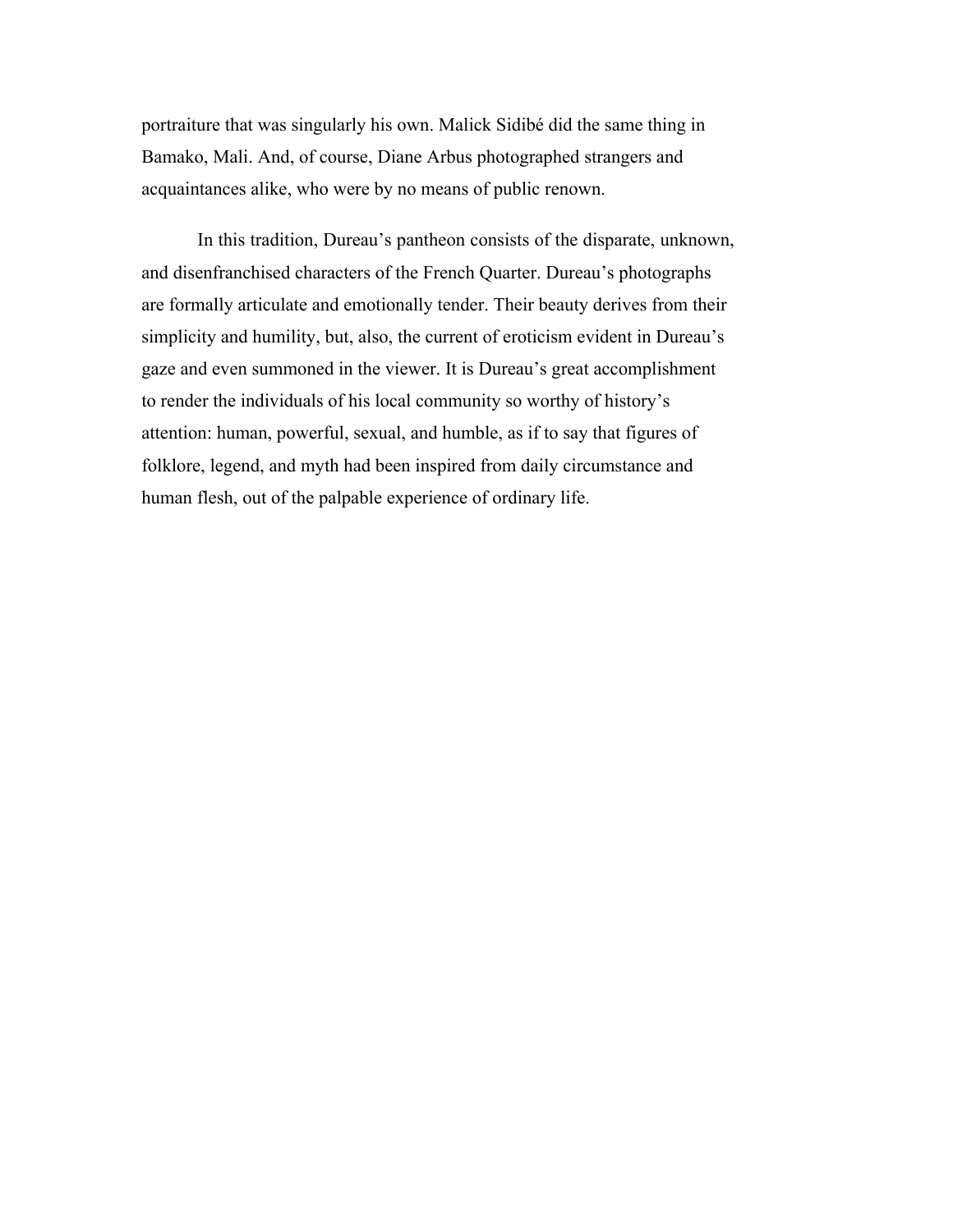portraiture that was singularly his own. Malick Sidibé did the same thing in Bamako, Mali. And, of course, Diane Arbus photographed strangers and acquaintances alike, who were by no means of public renown.

In this tradition, Dureau's pantheon consists of the disparate, unknown, and disenfranchised characters of the French Quarter. Dureau's photographs are formally articulate and emotionally tender. Their beauty derives from their simplicity and humility, but, also, the current of eroticism evident in Dureau's gaze and even summoned in the viewer. It is Dureau's great accomplishment to render the individuals of his local community so worthy of history's attention: human, powerful, sexual, and humble, as if to say that figures of folklore, legend, and myth had been inspired from daily circumstance and human flesh, out of the palpable experience of ordinary life.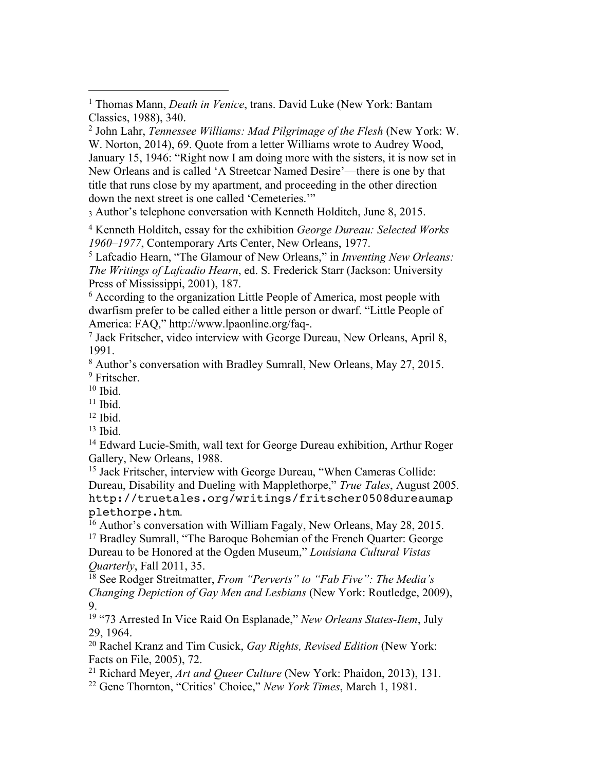[1] Thomas Mann, *Death in Venice*, trans. David Luke (New York: Bantam Classics, 1988), 340.

[2] John Lahr, *Tennessee Williams: Mad Pilgrimage of the Flesh* (New York: W. W. Norton, 2014), 69. Quote from a letter Williams wrote to Audrey Wood, January 15, 1946: "Right now I am doing more with the sisters, it is now set in New Orleans and is called 'A Streetcar Named Desire'—there is one by that title that runs close by my apartment, and proceeding in the other direction down the next street is one called 'Cemeteries.'"

[3] Author's telephone conversation with Kenneth Holditch, June 8, 2015.

[4] Kenneth Holditch, essay for the exhibition *George Dureau: Selected Works 1960–1977*, Contemporary Arts Center, New Orleans, 1977.

[5] Lafcadio Hearn, "The Glamour of New Orleans," in *Inventing New Orleans: The Writings of Lafcadio Hearn*, ed. S. Frederick Starr (Jackson: University Press of Mississippi, 2001), 187.

[6] According to the organization Little People of America, most people with dwarfism prefer to be called either a little person or dwarf. "Little People of America: FAQ," http://www.lpaonline.org/faq-.

[7] Jack Fritscher, video interview with George Dureau, New Orleans, April 8, 1991.

[8] Author's conversation with Bradley Sumrall, New Orleans, May 27, 2015.

[9] Fritscher.

[10] Ibid.

[11] Ibid.

[12] Ibid.

[13] Ibid.

[14] Edward Lucie-Smith, wall text for George Dureau exhibition, Arthur Roger Gallery, New Orleans, 1988.

[15] Jack Fritscher, interview with George Dureau, "When Cameras Collide: Dureau, Disability and Dueling with Mapplethorpe," *True Tales*, August 2005. http://truetales.org/writings/fritscher0508dureaumapplethorpe.htm.

[16] Author's conversation with William Fagaly, New Orleans, May 28, 2015.

[17] Bradley Sumrall, "The Baroque Bohemian of the French Quarter: George Dureau to be Honored at the Ogden Museum," *Louisiana Cultural Vistas Quarterly*, Fall 2011, 35.

[18] See Rodger Streitmatter, *From "Perverts" to "Fab Five": The Media's Changing Depiction of Gay Men and Lesbians* (New York: Routledge, 2009), 9.

[19] "73 Arrested In Vice Raid On Esplanade," *New Orleans States-Item*, July 29, 1964.

[20] Rachel Kranz and Tim Cusick, *Gay Rights, Revised Edition* (New York: Facts on File, 2005), 72.

[21] Richard Meyer, *Art and Queer Culture* (New York: Phaidon, 2013), 131.

[22] Gene Thornton, "Critics' Choice," *New York Times*, March 1, 1981.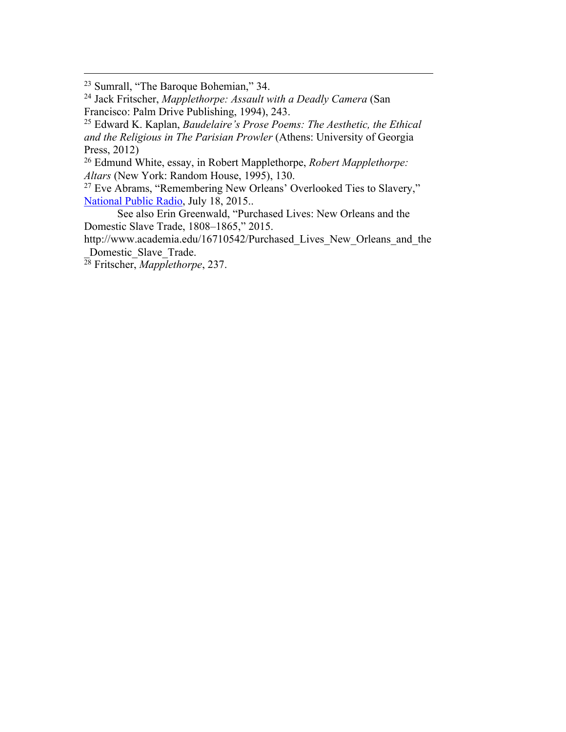[23] Sumrall, "The Baroque Bohemian," 34.

[24] Jack Fritscher, *Mapplethorpe: Assault with a Deadly Camera* (San Francisco: Palm Drive Publishing, 1994), 243.

[25] Edward K. Kaplan, *Baudelaire's Prose Poems: The Aesthetic, the Ethical and the Religious in The Parisian Prowler* (Athens: University of Georgia Press, 2012)

[26] Edmund White, essay, in Robert Mapplethorpe, *Robert Mapplethorpe: Altars* (New York: Random House, 1995), 130.

[27] Eve Abrams, "Remembering New Orleans' Overlooked Ties to Slavery," National Public Radio, July 18, 2015..

See also Erin Greenwald, "Purchased Lives: New Orleans and the Domestic Slave Trade, 1808–1865," 2015. http://www.academia.edu/16710542/Purchased_Lives_New_Orleans_and_the_Domestic_Slave_Trade.

[28] Fritscher, *Mapplethorpe*, 237.